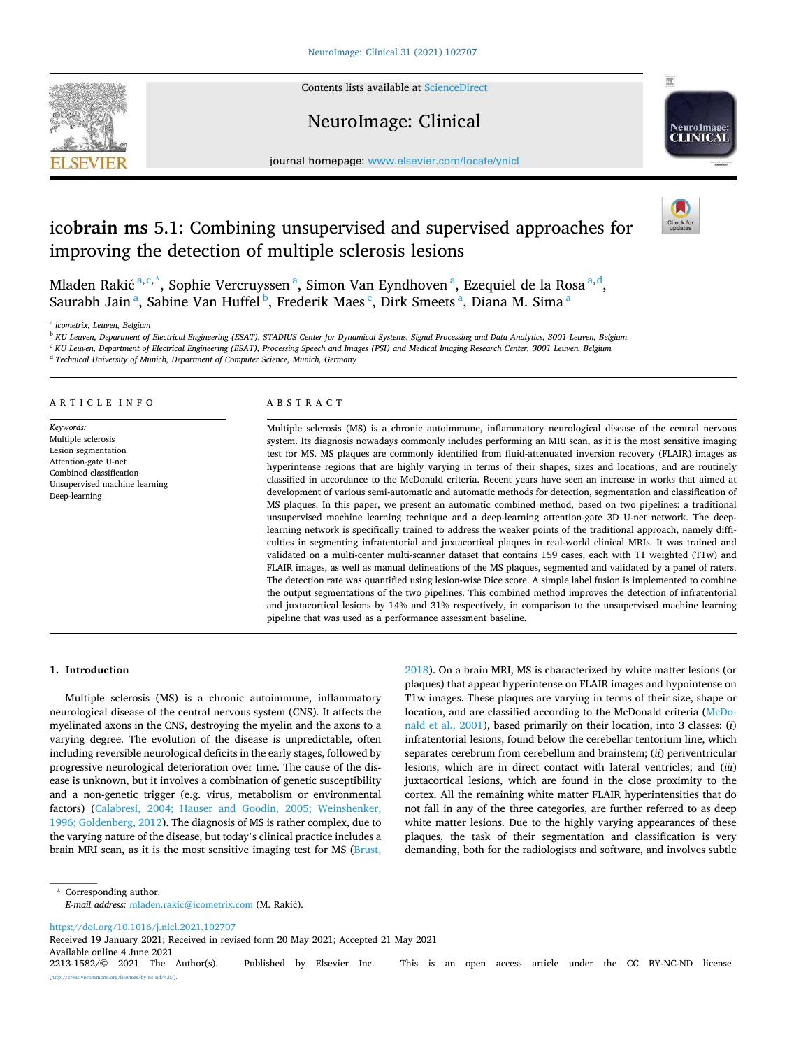# ico**brain ms** 5.1: Combining unsupervised and supervised approaches for improving the detection of multiple sclerosis lesions

Mladen Rakić [a,c,*], Sophie Vercruyssen [a], Simon Van Eyndhoven [a], Ezequiel de la Rosa [a,d], Saurabh Jain [a], Sabine Van Huffel [b], Frederik Maes [c], Dirk Smeets [a], Diana M. Sima [a]

[a] *icometrix, Leuven, Belgium*
[b] *KU Leuven, Department of Electrical Engineering (ESAT), STADIUS Center for Dynamical Systems, Signal Processing and Data Analytics, 3001 Leuven, Belgium*
[c] *KU Leuven, Department of Electrical Engineering (ESAT), Processing Speech and Images (PSI) and Medical Imaging Research Center, 3001 Leuven, Belgium*
[d] *Technical University of Munich, Department of Computer Science, Munich, Germany*

## ARTICLE INFO

*Keywords:*
Multiple sclerosis
Lesion segmentation
Attention-gate U-net
Combined classification
Unsupervised machine learning
Deep-learning

## ABSTRACT

Multiple sclerosis (MS) is a chronic autoimmune, inflammatory neurological disease of the central nervous system. Its diagnosis nowadays commonly includes performing an MRI scan, as it is the most sensitive imaging test for MS. MS plaques are commonly identified from fluid-attenuated inversion recovery (FLAIR) images as hyperintense regions that are highly varying in terms of their shapes, sizes and locations, and are routinely classified in accordance to the McDonald criteria. Recent years have seen an increase in works that aimed at development of various semi-automatic and automatic methods for detection, segmentation and classification of MS plaques. In this paper, we present an automatic combined method, based on two pipelines: a traditional unsupervised machine learning technique and a deep-learning attention-gate 3D U-net network. The deep-learning network is specifically trained to address the weaker points of the traditional approach, namely difficulties in segmenting infratentorial and juxtacortical plaques in real-world clinical MRIs. It was trained and validated on a multi-center multi-scanner dataset that contains 159 cases, each with T1 weighted (T1w) and FLAIR images, as well as manual delineations of the MS plaques, segmented and validated by a panel of raters. The detection rate was quantified using lesion-wise Dice score. A simple label fusion is implemented to combine the output segmentations of the two pipelines. This combined method improves the detection of infratentorial and juxtacortical lesions by 14% and 31% respectively, in comparison to the unsupervised machine learning pipeline that was used as a performance assessment baseline.

## 1. Introduction

Multiple sclerosis (MS) is a chronic autoimmune, inflammatory neurological disease of the central nervous system (CNS). It affects the myelinated axons in the CNS, destroying the myelin and the axons to a varying degree. The evolution of the disease is unpredictable, often including reversible neurological deficits in the early stages, followed by progressive neurological deterioration over time. The cause of the disease is unknown, but it involves a combination of genetic susceptibility and a non-genetic trigger (e.g. virus, metabolism or environmental factors) (Calabresi, 2004; Hauser and Goodin, 2005; Weinshenker, 1996; Goldenberg, 2012). The diagnosis of MS is rather complex, due to the varying nature of the disease, but today's clinical practice includes a brain MRI scan, as it is the most sensitive imaging test for MS (Brust, 2018). On a brain MRI, MS is characterized by white matter lesions (or plaques) that appear hyperintense on FLAIR images and hypointense on T1w images. These plaques are varying in terms of their size, shape or location, and are classified according to the McDonald criteria (McDonald et al., 2001), based primarily on their location, into 3 classes: (*i*) infratentorial lesions, found below the cerebellar tentorium line, which separates cerebrum from cerebellum and brainstem; (*ii*) periventricular lesions, which are in direct contact with lateral ventricles; and (*iii*) juxtacortical lesions, which are found in the close proximity to the cortex. All the remaining white matter FLAIR hyperintensities that do not fall in any of the three categories, are further referred to as deep white matter lesions. Due to the highly varying appearances of these plaques, the task of their segmentation and classification is very demanding, both for the radiologists and software, and involves subtle

* Corresponding author.
*E-mail address:* mladen.rakic@icometrix.com (M. Rakić).

https://doi.org/10.1016/j.nicl.2021.102707
Received 19 January 2021; Received in revised form 20 May 2021; Accepted 21 May 2021
Available online 4 June 2021
2213-1582/© 2021 The Author(s). Published by Elsevier Inc. This is an open access article under the CC BY-NC-ND license (http://creativecommons.org/licenses/by-nc-nd/4.0/).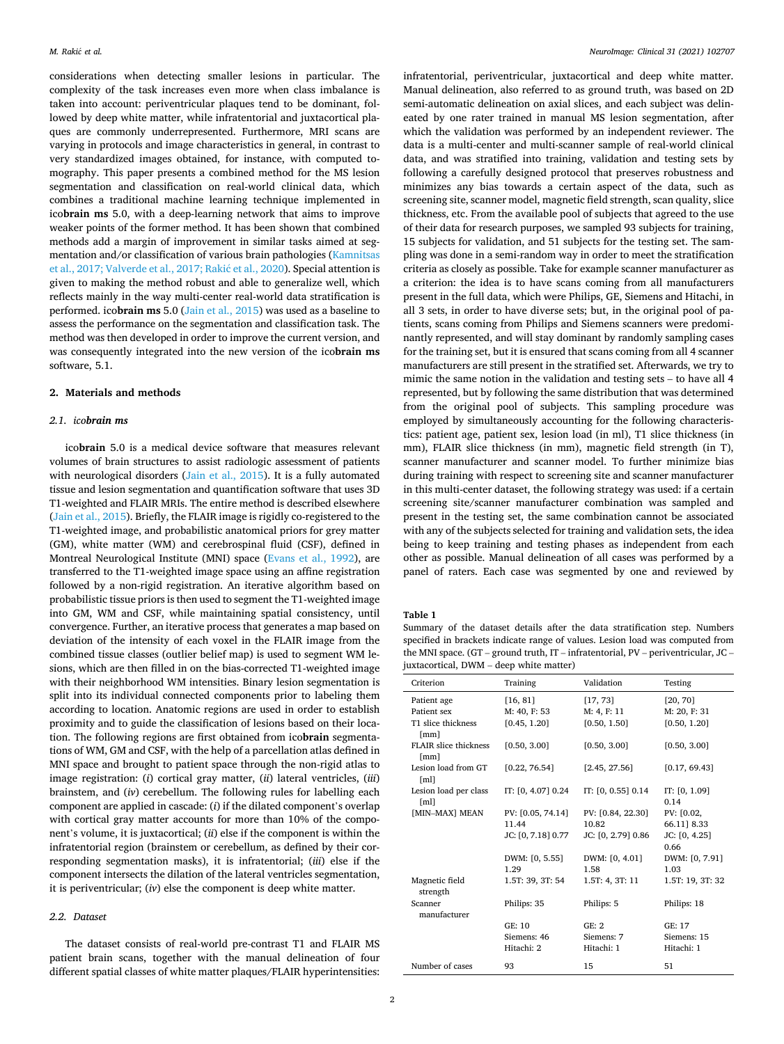considerations when detecting smaller lesions in particular. The complexity of the task increases even more when class imbalance is taken into account: periventricular plaques tend to be dominant, followed by deep white matter, while infratentorial and juxtacortical plaques are commonly underrepresented. Furthermore, MRI scans are varying in protocols and image characteristics in general, in contrast to very standardized images obtained, for instance, with computed tomography. This paper presents a combined method for the MS lesion segmentation and classification on real-world clinical data, which combines a traditional machine learning technique implemented in ico**brain ms** 5.0, with a deep-learning network that aims to improve weaker points of the former method. It has been shown that combined methods add a margin of improvement in similar tasks aimed at segmentation and/or classification of various brain pathologies (Kamnitsas et al., 2017; Valverde et al., 2017; Rakić et al., 2020). Special attention is given to making the method robust and able to generalize well, which reflects mainly in the way multi-center real-world data stratification is performed. ico**brain ms** 5.0 (Jain et al., 2015) was used as a baseline to assess the performance on the segmentation and classification task. The method was then developed in order to improve the current version, and was consequently integrated into the new version of the ico**brain ms** software, 5.1.

## 2. Materials and methods

### 2.1. *ico**brain ms***

ico**brain** 5.0 is a medical device software that measures relevant volumes of brain structures to assist radiologic assessment of patients with neurological disorders (Jain et al., 2015). It is a fully automated tissue and lesion segmentation and quantification software that uses 3D T1-weighted and FLAIR MRIs. The entire method is described elsewhere (Jain et al., 2015). Briefly, the FLAIR image is rigidly co-registered to the T1-weighted image, and probabilistic anatomical priors for grey matter (GM), white matter (WM) and cerebrospinal fluid (CSF), defined in Montreal Neurological Institute (MNI) space (Evans et al., 1992), are transferred to the T1-weighted image space using an affine registration followed by a non-rigid registration. An iterative algorithm based on probabilistic tissue priors is then used to segment the T1-weighted image into GM, WM and CSF, while maintaining spatial consistency, until convergence. Further, an iterative process that generates a map based on deviation of the intensity of each voxel in the FLAIR image from the combined tissue classes (outlier belief map) is used to segment WM lesions, which are then filled in on the bias-corrected T1-weighted image with their neighborhood WM intensities. Binary lesion segmentation is split into its individual connected components prior to labeling them according to location. Anatomic regions are used in order to establish proximity and to guide the classification of lesions based on their location. The following regions are first obtained from ico**brain** segmentations of WM, GM and CSF, with the help of a parcellation atlas defined in MNI space and brought to patient space through the non-rigid atlas to image registration: (*i*) cortical gray matter, (*ii*) lateral ventricles, (*iii*) brainstem, and (*iv*) cerebellum. The following rules for labelling each component are applied in cascade: (*i*) if the dilated component's overlap with cortical gray matter accounts for more than 10% of the component's volume, it is juxtacortical; (*ii*) else if the component is within the infratentorial region (brainstem or cerebellum, as defined by their corresponding segmentation masks), it is infratentorial; (*iii*) else if the component intersects the dilation of the lateral ventricles segmentation, it is periventricular; (*iv*) else the component is deep white matter.

### 2.2. *Dataset*

The dataset consists of real-world pre-contrast T1 and FLAIR MS patient brain scans, together with the manual delineation of four different spatial classes of white matter plaques/FLAIR hyperintensities: infratentorial, periventricular, juxtacortical and deep white matter. Manual delineation, also referred to as ground truth, was based on 2D semi-automatic delineation on axial slices, and each subject was delineated by one rater trained in manual MS lesion segmentation, after which the validation was performed by an independent reviewer. The data is a multi-center and multi-scanner sample of real-world clinical data, and was stratified into training, validation and testing sets by following a carefully designed protocol that preserves robustness and minimizes any bias towards a certain aspect of the data, such as screening site, scanner model, magnetic field strength, scan quality, slice thickness, etc. From the available pool of subjects that agreed to the use of their data for research purposes, we sampled 93 subjects for training, 15 subjects for validation, and 51 subjects for the testing set. The sampling was done in a semi-random way in order to meet the stratification criteria as closely as possible. Take for example scanner manufacturer as a criterion: the idea is to have scans coming from all manufacturers present in the full data, which were Philips, GE, Siemens and Hitachi, in all 3 sets, in order to have diverse sets; but, in the original pool of patients, scans coming from Philips and Siemens scanners were predominantly represented, and will stay dominant by randomly sampling cases for the training set, but it is ensured that scans coming from all 4 scanner manufacturers are still present in the stratified set. Afterwards, we try to mimic the same notion in the validation and testing sets – to have all 4 represented, but by following the same distribution that was determined from the original pool of subjects. This sampling procedure was employed by simultaneously accounting for the following characteristics: patient age, patient sex, lesion load (in ml), T1 slice thickness (in mm), FLAIR slice thickness (in mm), magnetic field strength (in T), scanner manufacturer and scanner model. To further minimize bias during training with respect to screening site and scanner manufacturer in this multi-center dataset, the following strategy was used: if a certain screening site/scanner manufacturer combination was sampled and present in the testing set, the same combination cannot be associated with any of the subjects selected for training and validation sets, the idea being to keep training and testing phases as independent from each other as possible. Manual delineation of all cases was performed by a panel of raters. Each case was segmented by one and reviewed by

**Table 1**
Summary of the dataset details after the data stratification step. Numbers specified in brackets indicate range of values. Lesion load was computed from the MNI space. (GT – ground truth, IT – infratentorial, PV – periventricular, JC – juxtacortical, DWM – deep white matter)

| Criterion | Training | Validation | Testing |
|---|---|---|---|
| Patient age | [16, 81] | [17, 73] | [20, 70] |
| Patient sex | M: 40, F: 53 | M: 4, F: 11 | M: 20, F: 31 |
| T1 slice thickness [mm] | [0.45, 1.20] | [0.50, 1.50] | [0.50, 1.20] |
| FLAIR slice thickness [mm] | [0.50, 3.00] | [0.50, 3.00] | [0.50, 3.00] |
| Lesion load from GT [ml] | [0.22, 76.54] | [2.45, 27.56] | [0.17, 69.43] |
| Lesion load per class [ml] | IT: [0, 4.07] 0.24 | IT: [0, 0.55] 0.14 | IT: [0, 1.09] 0.14 |
| [MIN–MAX] MEAN | PV: [0.05, 74.14] 11.44 | PV: [0.84, 22.30] 10.82 | PV: [0.02, 66.11] 8.33 |
| | JC: [0, 7.18] 0.77 | JC: [0, 2.79] 0.86 | JC: [0, 4.25] 0.66 |
| | DWM: [0, 5.55] 1.29 | DWM: [0, 4.01] 1.58 | DWM: [0, 7.91] 1.03 |
| Magnetic field strength | 1.5T: 39, 3T: 54 | 1.5T: 4, 3T: 11 | 1.5T: 19, 3T: 32 |
| Scanner manufacturer | Philips: 35 | Philips: 5 | Philips: 18 |
| | GE: 10 | GE: 2 | GE: 17 |
| | Siemens: 46 | Siemens: 7 | Siemens: 15 |
| | Hitachi: 2 | Hitachi: 1 | Hitachi: 1 |
| Number of cases | 93 | 15 | 51 |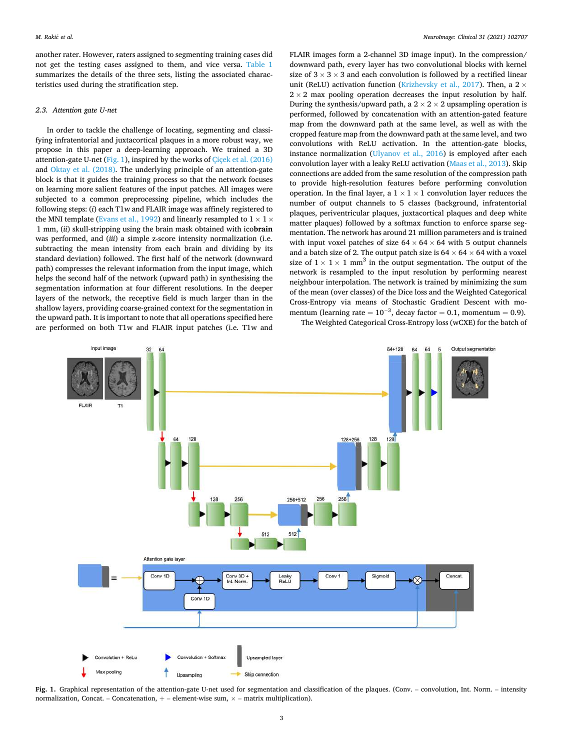another rater. However, raters assigned to segmenting training cases did not get the testing cases assigned to them, and vice versa. Table 1 summarizes the details of the three sets, listing the associated characteristics used during the stratification step.

### 2.3. Attention gate U-net

In order to tackle the challenge of locating, segmenting and classifying infratentorial and juxtacortical plaques in a more robust way, we propose in this paper a deep-learning approach. We trained a 3D attention-gate U-net (Fig. 1), inspired by the works of Çiçek et al. (2016) and Oktay et al. (2018). The underlying principle of an attention-gate block is that it guides the training process so that the network focuses on learning more salient features of the input patches. All images were subjected to a common preprocessing pipeline, which includes the following steps: (*i*) each T1w and FLAIR image was affinely registered to the MNI template (Evans et al., 1992) and linearly resampled to $1 \times 1 \times 1$ mm, (*ii*) skull-stripping using the brain mask obtained with ico**brain** was performed, and (*iii*) a simple z-score intensity normalization (i.e. subtracting the mean intensity from each brain and dividing by its standard deviation) followed. The first half of the network (downward path) compresses the relevant information from the input image, which helps the second half of the network (upward path) in synthesising the segmentation information at four different resolutions. In the deeper layers of the network, the receptive field is much larger than in the shallow layers, providing coarse-grained context for the segmentation in the upward path. It is important to note that all operations specified here are performed on both T1w and FLAIR input patches (i.e. T1w and FLAIR images form a 2-channel 3D image input). In the compression/downward path, every layer has two convolutional blocks with kernel size of $3 \times 3 \times 3$ and each convolution is followed by a rectified linear unit (ReLU) activation function (Krizhevsky et al., 2017). Then, a $2 \times 2 \times 2$ max pooling operation decreases the input resolution by half. During the synthesis/upward path, a $2 \times 2 \times 2$ upsampling operation is performed, followed by concatenation with an attention-gated feature map from the downward path at the same level, as well as with the cropped feature map from the downward path at the same level, and two convolutions with ReLU activation. In the attention-gate blocks, instance normalization (Ulyanov et al., 2016) is employed after each convolution layer with a leaky ReLU activation (Maas et al., 2013). Skip connections are added from the same resolution of the compression path to provide high-resolution features before performing convolution operation. In the final layer, a $1 \times 1 \times 1$ convolution layer reduces the number of output channels to 5 classes (background, infratentorial plaques, periventricular plaques, juxtacortical plaques and deep white matter plaques) followed by a softmax function to enforce sparse segmentation. The network has around 21 million parameters and is trained with input voxel patches of size $64 \times 64 \times 64$ with 5 output channels and a batch size of 2. The output patch size is $64 \times 64 \times 64$ with a voxel size of $1 \times 1 \times 1$ mm$^3$ in the output segmentation. The output of the network is resampled to the input resolution by performing nearest neighbour interpolation. The network is trained by minimizing the sum of the mean (over classes) of the Dice loss and the Weighted Categorical Cross-Entropy via means of Stochastic Gradient Descent with momentum (learning rate $= 10^{-3}$, decay factor $= 0.1$, momentum $= 0.9$).

The Weighted Categorical Cross-Entropy loss (wCXE) for the batch of

**Fig. 1.** Graphical representation of the attention-gate U-net used for segmentation and classification of the plaques. (Conv. – convolution, Int. Norm. – intensity normalization, Concat. – Concatenation, + – element-wise sum, × – matrix multiplication).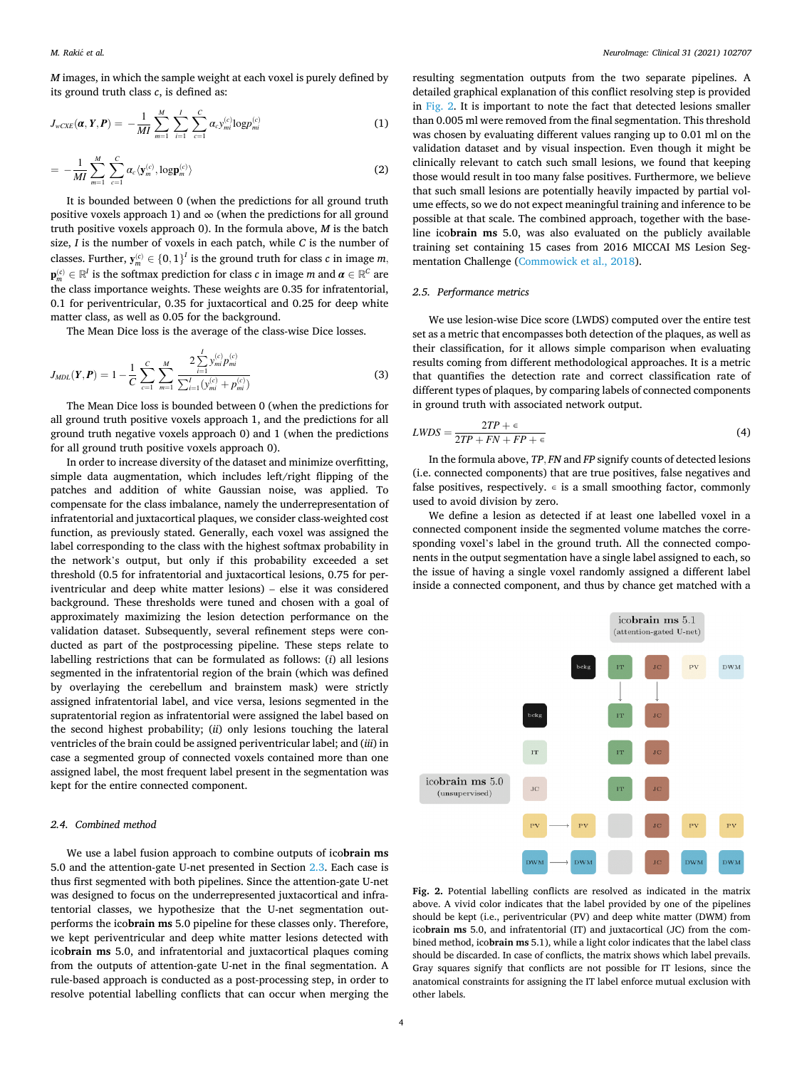$M$ images, in which the sample weight at each voxel is purely defined by its ground truth class $c$, is defined as:

$$J_{wCXE}(\boldsymbol{\alpha}, \boldsymbol{Y}, \boldsymbol{P}) = -\frac{1}{MI}\sum_{m=1}^{M}\sum_{i=1}^{I}\sum_{c=1}^{C}\alpha_c y_{mi}^{(c)}\log p_{mi}^{(c)} \tag{1}$$

$$= -\frac{1}{MI}\sum_{m=1}^{M}\sum_{c=1}^{C}\alpha_c\langle \mathbf{y}_m^{(c)}, \log \mathbf{p}_m^{(c)}\rangle \tag{2}$$

It is bounded between 0 (when the predictions for all ground truth positive voxels approach 1) and $\infty$ (when the predictions for all ground truth positive voxels approach 0). In the formula above, $M$ is the batch size, $I$ is the number of voxels in each patch, while $C$ is the number of classes. Further, $\mathbf{y}_m^{(c)} \in \{0,1\}^I$ is the ground truth for class $c$ in image $m$, $\mathbf{p}_m^{(c)} \in \mathbb{R}^I$ is the softmax prediction for class $c$ in image $m$ and $\boldsymbol{\alpha} \in \mathbb{R}^C$ are the class importance weights. These weights are 0.35 for infratentorial, 0.1 for periventricular, 0.35 for juxtacortical and 0.25 for deep white matter class, as well as 0.05 for the background.

The Mean Dice loss is the average of the class-wise Dice losses.

$$J_{MDL}(\boldsymbol{Y}, \boldsymbol{P}) = 1 - \frac{1}{C}\sum_{c=1}^{C}\sum_{m=1}^{M}\frac{2\sum_{i=1}^{I} y_{mi}^{(c)} p_{mi}^{(c)}}{\sum_{i=1}^{I}(y_{mi}^{(c)} + p_{mi}^{(c)})} \tag{3}$$

The Mean Dice loss is bounded between 0 (when the predictions for all ground truth positive voxels approach 1, and the predictions for all ground truth negative voxels approach 0) and 1 (when the predictions for all ground truth positive voxels approach 0).

In order to increase diversity of the dataset and minimize overfitting, simple data augmentation, which includes left/right flipping of the patches and addition of white Gaussian noise, was applied. To compensate for the class imbalance, namely the underrepresentation of infratentorial and juxtacortical plaques, we consider class-weighted cost function, as previously stated. Generally, each voxel was assigned the label corresponding to the class with the highest softmax probability in the network's output, but only if this probability exceeded a set threshold (0.5 for infratentorial and juxtacortical lesions, 0.75 for periventricular and deep white matter lesions) – else it was considered background. These thresholds were tuned and chosen with a goal of approximately maximizing the lesion detection performance on the validation dataset. Subsequently, several refinement steps were conducted as part of the postprocessing pipeline. These steps relate to labelling restrictions that can be formulated as follows: (*i*) all lesions segmented in the infratentorial region of the brain (which was defined by overlaying the cerebellum and brainstem mask) were strictly assigned infratentorial label, and vice versa, lesions segmented in the supratentorial region as infratentorial were assigned the label based on the second highest probability; (*ii*) only lesions touching the lateral ventricles of the brain could be assigned periventricular label; and (*iii*) in case a segmented group of connected voxels contained more than one assigned label, the most frequent label present in the segmentation was kept for the entire connected component.

### 2.4. Combined method

We use a label fusion approach to combine outputs of ico**brain ms** 5.0 and the attention-gate U-net presented in Section 2.3. Each case is thus first segmented with both pipelines. Since the attention-gate U-net was designed to focus on the underrepresented juxtacortical and infratentorial classes, we hypothesize that the U-net segmentation outperforms the ico**brain ms** 5.0 pipeline for these classes only. Therefore, we kept periventricular and deep white matter lesions detected with ico**brain ms** 5.0, and infratentorial and juxtacortical plaques coming from the outputs of attention-gate U-net in the final segmentation. A rule-based approach is conducted as a post-processing step, in order to resolve potential labelling conflicts that can occur when merging the resulting segmentation outputs from the two separate pipelines. A detailed graphical explanation of this conflict resolving step is provided in Fig. 2. It is important to note the fact that detected lesions smaller than 0.005 ml were removed from the final segmentation. This threshold was chosen by evaluating different values ranging up to 0.01 ml on the validation dataset and by visual inspection. Even though it might be clinically relevant to catch such small lesions, we found that keeping those would result in too many false positives. Furthermore, we believe that such small lesions are potentially heavily impacted by partial volume effects, so we do not expect meaningful training and inference to be possible at that scale. The combined approach, together with the baseline ico**brain ms** 5.0, was also evaluated on the publicly available training set containing 15 cases from 2016 MICCAI MS Lesion Segmentation Challenge (Commowick et al., 2018).

### 2.5. Performance metrics

We use lesion-wise Dice score (LWDS) computed over the entire test set as a metric that encompasses both detection of the plaques, as well as their classification, for it allows simple comparison when evaluating results coming from different methodological approaches. It is a metric that quantifies the detection rate and correct classification rate of different types of plaques, by comparing labels of connected components in ground truth with associated network output.

$$LWDS = \frac{2TP + \epsilon}{2TP + FN + FP + \epsilon} \tag{4}$$

In the formula above, $TP$, $FN$ and $FP$ signify counts of detected lesions (i.e. connected components) that are true positives, false negatives and false positives, respectively. $\epsilon$ is a small smoothing factor, commonly used to avoid division by zero.

We define a lesion as detected if at least one labelled voxel in a connected component inside the segmented volume matches the corresponding voxel's label in the ground truth. All the connected components in the output segmentation have a single label assigned to each, so the issue of having a single voxel randomly assigned a different label inside a connected component, and thus by chance get matched with a

| icobrain ms 5.0 (unsupervised) \ icobrain ms 5.1 (attention-gated U-net) | bckg | IT | JC | PV | DWM |
|---|---|---|---|---|---|
| bckg | | IT | JC | | |
| IT | | IT | JC | | |
| JC | | IT | JC | | |
| PV | PV | | JC | PV | PV |
| DWM | DWM | | JC | DWM | DWM |

**Fig. 2.** Potential labelling conflicts are resolved as indicated in the matrix above. A vivid color indicates that the label provided by one of the pipelines should be kept (i.e., periventricular (PV) and deep white matter (DWM) from ico**brain ms** 5.0, and infratentorial (IT) and juxtacortical (JC) from the combined method, ico**brain ms** 5.1), while a light color indicates that the label class should be discarded. In case of conflicts, the matrix shows which label prevails. Gray squares signify that conflicts are not possible for IT lesions, since the anatomical constraints for assigning the IT label enforce mutual exclusion with other labels.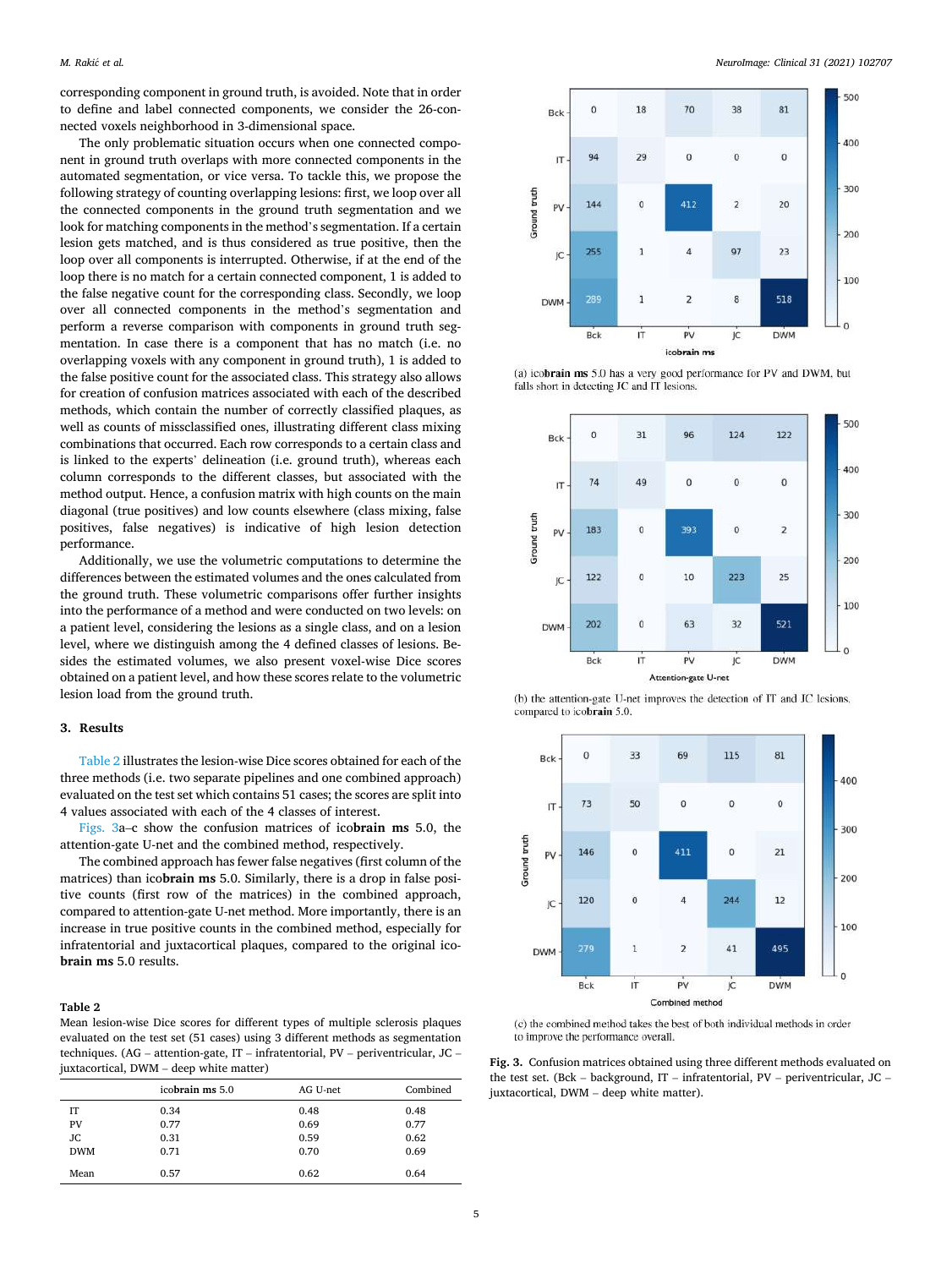corresponding component in ground truth, is avoided. Note that in order to define and label connected components, we consider the 26-connected voxels neighborhood in 3-dimensional space.

The only problematic situation occurs when one connected component in ground truth overlaps with more connected components in the automated segmentation, or vice versa. To tackle this, we propose the following strategy of counting overlapping lesions: first, we loop over all the connected components in the ground truth segmentation and we look for matching components in the method's segmentation. If a certain lesion gets matched, and is thus considered as true positive, then the loop over all components is interrupted. Otherwise, if at the end of the loop there is no match for a certain connected component, 1 is added to the false negative count for the corresponding class. Secondly, we loop over all connected components in the method's segmentation and perform a reverse comparison with components in ground truth segmentation. In case there is a component that has no match (i.e. no overlapping voxels with any component in ground truth), 1 is added to the false positive count for the associated class. This strategy also allows for creation of confusion matrices associated with each of the described methods, which contain the number of correctly classified plaques, as well as counts of missclassified ones, illustrating different class mixing combinations that occurred. Each row corresponds to a certain class and is linked to the experts' delineation (i.e. ground truth), whereas each column corresponds to the different classes, but associated with the method output. Hence, a confusion matrix with high counts on the main diagonal (true positives) and low counts elsewhere (class mixing, false positives, false negatives) is indicative of high lesion detection performance.

Additionally, we use the volumetric computations to determine the differences between the estimated volumes and the ones calculated from the ground truth. These volumetric comparisons offer further insights into the performance of a method and were conducted on two levels: on a patient level, considering the lesions as a single class, and on a lesion level, where we distinguish among the 4 defined classes of lesions. Besides the estimated volumes, we also present voxel-wise Dice scores obtained on a patient level, and how these scores relate to the volumetric lesion load from the ground truth.

## 3. Results

Table 2 illustrates the lesion-wise Dice scores obtained for each of the three methods (i.e. two separate pipelines and one combined approach) evaluated on the test set which contains 51 cases; the scores are split into 4 values associated with each of the 4 classes of interest.

Figs. 3a–c show the confusion matrices of ico**brain ms** 5.0, the attention-gate U-net and the combined method, respectively.

The combined approach has fewer false negatives (first column of the matrices) than ico**brain ms** 5.0. Similarly, there is a drop in false positive counts (first row of the matrices) in the combined approach, compared to attention-gate U-net method. More importantly, there is an increase in true positive counts in the combined method, especially for infratentorial and juxtacortical plaques, compared to the original ico**brain ms** 5.0 results.

**Table 2**
Mean lesion-wise Dice scores for different types of multiple sclerosis plaques evaluated on the test set (51 cases) using 3 different methods as segmentation techniques. (AG – attention-gate, IT – infratentorial, PV – periventricular, JC – juxtacortical, DWM – deep white matter)

| | ico**brain ms** 5.0 | AG U-net | Combined |
|---|---|---|---|
| IT | 0.34 | 0.48 | 0.48 |
| PV | 0.77 | 0.69 | 0.77 |
| JC | 0.31 | 0.59 | 0.62 |
| DWM | 0.71 | 0.70 | 0.69 |
| Mean | 0.57 | 0.62 | 0.64 |

(a) icobrain ms 5.0 (rows: ground truth; columns: icobrain ms)

| | Bck | IT | PV | JC | DWM |
|---|---|---|---|---|---|
| Bck | 0 | 18 | 70 | 38 | 81 |
| IT | 94 | 29 | 0 | 0 | 0 |
| PV | 144 | 0 | 412 | 2 | 20 |
| JC | 255 | 1 | 4 | 97 | 23 |
| DWM | 289 | 1 | 2 | 8 | 518 |

(a) ico**brain ms** 5.0 has a very good performance for PV and DWM, but falls short in detecting JC and IT lesions.

(b) Attention-gate U-net (rows: ground truth; columns: Attention-gate U-net)

| | Bck | IT | PV | JC | DWM |
|---|---|---|---|---|---|
| Bck | 0 | 31 | 96 | 124 | 122 |
| IT | 74 | 49 | 0 | 0 | 0 |
| PV | 183 | 0 | 393 | 0 | 2 |
| JC | 122 | 0 | 10 | 223 | 25 |
| DWM | 202 | 0 | 63 | 32 | 521 |

(b) the attention-gate U-net improves the detection of IT and JC lesions, compared to ico**brain** 5.0.

(c) Combined method (rows: ground truth; columns: Combined method)

| | Bck | IT | PV | JC | DWM |
|---|---|---|---|---|---|
| Bck | 0 | 33 | 69 | 115 | 81 |
| IT | 73 | 50 | 0 | 0 | 0 |
| PV | 146 | 0 | 411 | 0 | 21 |
| JC | 120 | 0 | 4 | 244 | 12 |
| DWM | 279 | 1 | 2 | 41 | 495 |

(c) the combined method takes the best of both individual methods in order to improve the performance overall.

**Fig. 3.** Confusion matrices obtained using three different methods evaluated on the test set. (Bck – background, IT – infratentorial, PV – periventricular, JC – juxtacortical, DWM – deep white matter).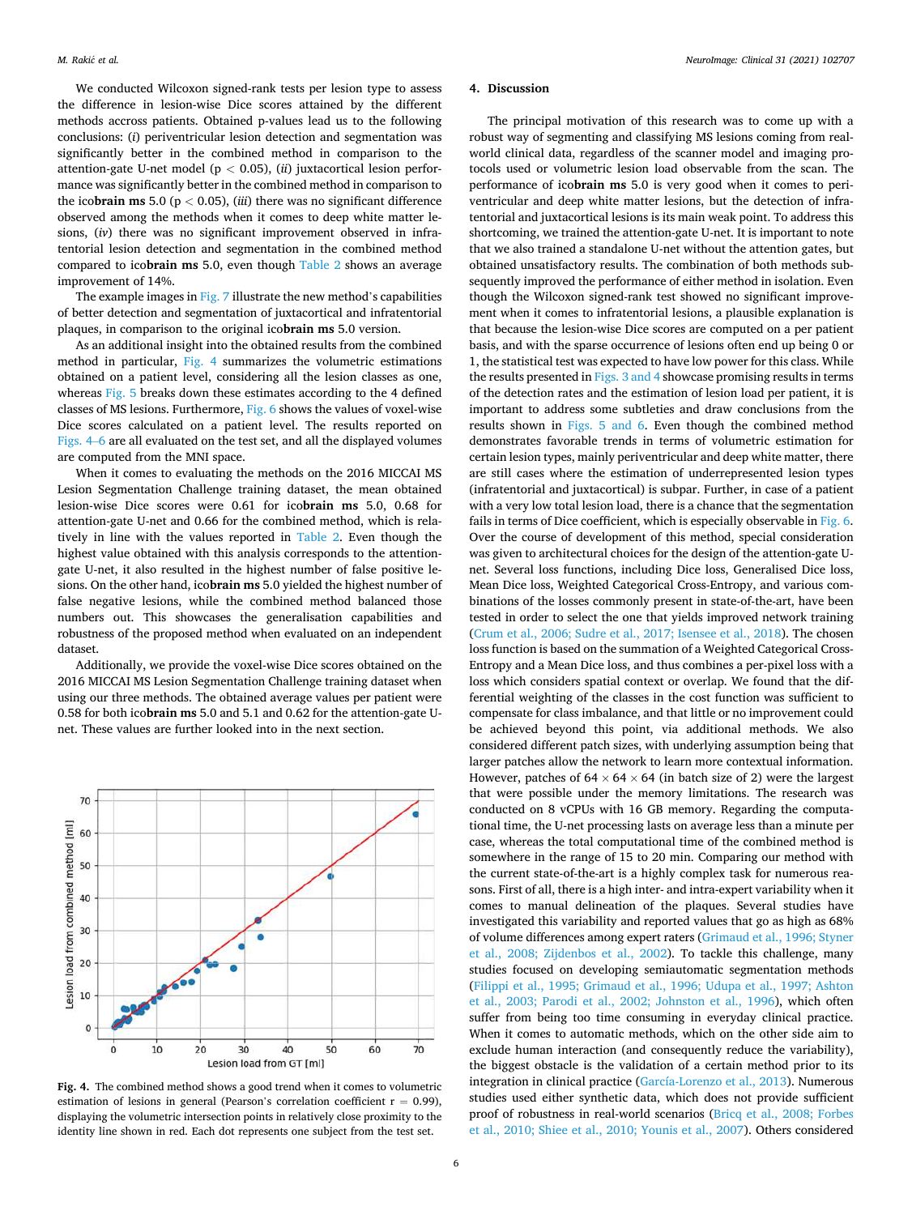We conducted Wilcoxon signed-rank tests per lesion type to assess the difference in lesion-wise Dice scores attained by the different methods accross patients. Obtained p-values lead us to the following conclusions: (*i*) periventricular lesion detection and segmentation was significantly better in the combined method in comparison to the attention-gate U-net model ($p < 0.05$), (*ii*) juxtacortical lesion performance was significantly better in the combined method in comparison to the ico**brain ms** 5.0 ($p < 0.05$), (*iii*) there was no significant difference observed among the methods when it comes to deep white matter lesions, (*iv*) there was no significant improvement observed in infratentorial lesion detection and segmentation in the combined method compared to ico**brain ms** 5.0, even though Table 2 shows an average improvement of 14%.

The example images in Fig. 7 illustrate the new method's capabilities of better detection and segmentation of juxtacortical and infratentorial plaques, in comparison to the original ico**brain ms** 5.0 version.

As an additional insight into the obtained results from the combined method in particular, Fig. 4 summarizes the volumetric estimations obtained on a patient level, considering all the lesion classes as one, whereas Fig. 5 breaks down these estimates according to the 4 defined classes of MS lesions. Furthermore, Fig. 6 shows the values of voxel-wise Dice scores calculated on a patient level. The results reported on Figs. 4–6 are all evaluated on the test set, and all the displayed volumes are computed from the MNI space.

When it comes to evaluating the methods on the 2016 MICCAI MS Lesion Segmentation Challenge training dataset, the mean obtained lesion-wise Dice scores were 0.61 for ico**brain ms** 5.0, 0.68 for attention-gate U-net and 0.66 for the combined method, which is relatively in line with the values reported in Table 2. Even though the highest value obtained with this analysis corresponds to the attention-gate U-net, it also resulted in the highest number of false positive lesions. On the other hand, ico**brain ms** 5.0 yielded the highest number of false negative lesions, while the combined method balanced those numbers out. This showcases the generalisation capabilities and robustness of the proposed method when evaluated on an independent dataset.

Additionally, we provide the voxel-wise Dice scores obtained on the 2016 MICCAI MS Lesion Segmentation Challenge training dataset when using our three methods. The obtained average values per patient were 0.58 for both ico**brain ms** 5.0 and 5.1 and 0.62 for the attention-gate U-net. These values are further looked into in the next section.

**Fig. 4.** The combined method shows a good trend when it comes to volumetric estimation of lesions in general (Pearson's correlation coefficient $r = 0.99$), displaying the volumetric intersection points in relatively close proximity to the identity line shown in red. Each dot represents one subject from the test set.

## 4. Discussion

The principal motivation of this research was to come up with a robust way of segmenting and classifying MS lesions coming from real-world clinical data, regardless of the scanner model and imaging protocols used or volumetric lesion load observable from the scan. The performance of ico**brain ms** 5.0 is very good when it comes to periventricular and deep white matter lesions, but the detection of infratentorial and juxtacortical lesions is its main weak point. To address this shortcoming, we trained the attention-gate U-net. It is important to note that we also trained a standalone U-net without the attention gates, but obtained unsatisfactory results. The combination of both methods subsequently improved the performance of either method in isolation. Even though the Wilcoxon signed-rank test showed no significant improvement when it comes to infratentorial lesions, a plausible explanation is that because the lesion-wise Dice scores are computed on a per patient basis, and with the sparse occurrence of lesions often end up being 0 or 1, the statistical test was expected to have low power for this class. While the results presented in Figs. 3 and 4 showcase promising results in terms of the detection rates and the estimation of lesion load per patient, it is important to address some subtleties and draw conclusions from the results shown in Figs. 5 and 6. Even though the combined method demonstrates favorable trends in terms of volumetric estimation for certain lesion types, mainly periventricular and deep white matter, there are still cases where the estimation of underrepresented lesion types (infratentorial and juxtacortical) is subpar. Further, in case of a patient with a very low total lesion load, there is a chance that the segmentation fails in terms of Dice coefficient, which is especially observable in Fig. 6. Over the course of development of this method, special consideration was given to architectural choices for the design of the attention-gate U-net. Several loss functions, including Dice loss, Generalised Dice loss, Mean Dice loss, Weighted Categorical Cross-Entropy, and various combinations of the losses commonly present in state-of-the-art, have been tested in order to select the one that yields improved network training (Crum et al., 2006; Sudre et al., 2017; Isensee et al., 2018). The chosen loss function is based on the summation of a Weighted Categorical Cross-Entropy and a Mean Dice loss, and thus combines a per-pixel loss with a loss which considers spatial context or overlap. We found that the differential weighting of the classes in the cost function was sufficient to compensate for class imbalance, and that little or no improvement could be achieved beyond this point, via additional methods. We also considered different patch sizes, with underlying assumption being that larger patches allow the network to learn more contextual information. However, patches of $64 \times 64 \times 64$ (in batch size of 2) were the largest that were possible under the memory limitations. The research was conducted on 8 vCPUs with 16 GB memory. Regarding the computational time, the U-net processing lasts on average less than a minute per case, whereas the total computational time of the combined method is somewhere in the range of 15 to 20 min. Comparing our method with the current state-of-the-art is a highly complex task for numerous reasons. First of all, there is a high inter- and intra-expert variability when it comes to manual delineation of the plaques. Several studies have investigated this variability and reported values that go as high as 68% of volume differences among expert raters (Grimaud et al., 1996; Styner et al., 2008; Zijdenbos et al., 2002). To tackle this challenge, many studies focused on developing semiautomatic segmentation methods (Filippi et al., 1995; Grimaud et al., 1996; Udupa et al., 1997; Ashton et al., 2003; Parodi et al., 2002; Johnston et al., 1996), which often suffer from being too time consuming in everyday clinical practice. When it comes to automatic methods, which on the other side aim to exclude human interaction (and consequently reduce the variability), the biggest obstacle is the validation of a certain method prior to its integration in clinical practice (García-Lorenzo et al., 2013). Numerous studies used either synthetic data, which does not provide sufficient proof of robustness in real-world scenarios (Bricq et al., 2008; Forbes et al., 2010; Shiee et al., 2010; Younis et al., 2007). Others considered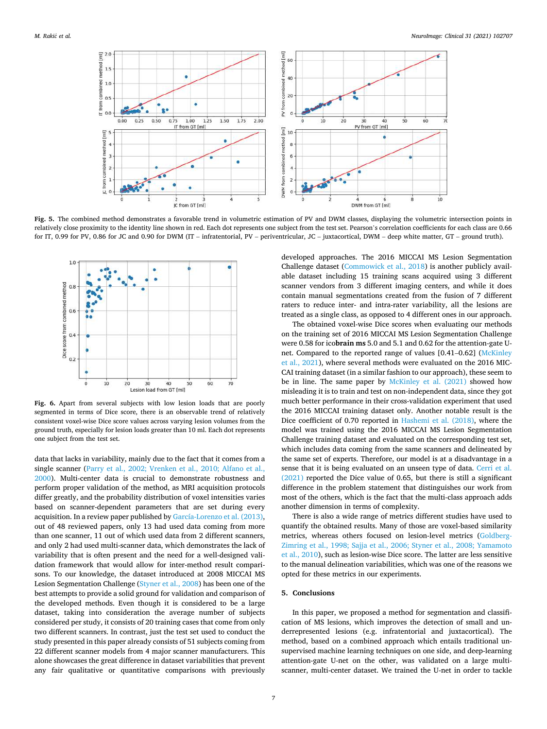**Fig. 5.** The combined method demonstrates a favorable trend in volumetric estimation of PV and DWM classes, displaying the volumetric intersection points in relatively close proximity to the identity line shown in red. Each dot represents one subject from the test set. Pearson's correlation coefficients for each class are 0.66 for IT, 0.99 for PV, 0.86 for JC and 0.90 for DWM (IT – infratentorial, PV – periventricular, JC – juxtacortical, DWM – deep white matter, GT – ground truth).

**Fig. 6.** Apart from several subjects with low lesion loads that are poorly segmented in terms of Dice score, there is an observable trend of relatively consistent voxel-wise Dice score values across varying lesion volumes from the ground truth, especially for lesion loads greater than 10 ml. Each dot represents one subject from the test set.

data that lacks in variability, mainly due to the fact that it comes from a single scanner (Parry et al., 2002; Vrenken et al., 2010; Alfano et al., 2000). Multi-center data is crucial to demonstrate robustness and perform proper validation of the method, as MRI acquisition protocols differ greatly, and the probability distribution of voxel intensities varies based on scanner-dependent parameters that are set during every acquisition. In a review paper published by García-Lorenzo et al. (2013), out of 48 reviewed papers, only 13 had used data coming from more than one scanner, 11 out of which used data from 2 different scanners, and only 2 had used multi-scanner data, which demonstrates the lack of variability that is often present and the need for a well-designed validation framework that would allow for inter-method result comparisons. To our knowledge, the dataset introduced at 2008 MICCAI MS Lesion Segmentation Challenge (Styner et al., 2008) has been one of the best attempts to provide a solid ground for validation and comparison of the developed methods. Even though it is considered to be a large dataset, taking into consideration the average number of subjects considered per study, it consists of 20 training cases that come from only two different scanners. In contrast, just the test set used to conduct the study presented in this paper already consists of 51 subjects coming from 22 different scanner models from 4 major scanner manufacturers. This alone showcases the great difference in dataset variabilities that prevent any fair qualitative or quantitative comparisons with previously developed approaches. The 2016 MICCAI MS Lesion Segmentation Challenge dataset (Commowick et al., 2018) is another publicly available dataset including 15 training scans acquired using 3 different scanner vendors from 3 different imaging centers, and while it does contain manual segmentations created from the fusion of 7 different raters to reduce inter- and intra-rater variability, all the lesions are treated as a single class, as opposed to 4 different ones in our approach.

The obtained voxel-wise Dice scores when evaluating our methods on the training set of 2016 MICCAI MS Lesion Segmentation Challenge were 0.58 for ico**brain ms** 5.0 and 5.1 and 0.62 for the attention-gate U-net. Compared to the reported range of values [0.41–0.62] (McKinley et al., 2021), where several methods were evaluated on the 2016 MICCAI training dataset (in a similar fashion to our approach), these seem to be in line. The same paper by McKinley et al. (2021) showed how misleading it is to train and test on non-independent data, since they got much better performance in their cross-validation experiment that used the 2016 MICCAI training dataset only. Another notable result is the Dice coefficient of 0.70 reported in Hashemi et al. (2018), where the model was trained using the 2016 MICCAI MS Lesion Segmentation Challenge training dataset and evaluated on the corresponding test set, which includes data coming from the same scanners and delineated by the same set of experts. Therefore, our model is at a disadvantage in a sense that it is being evaluated on an unseen type of data. Cerri et al. (2021) reported the Dice value of 0.65, but there is still a significant difference in the problem statement that distinguishes our work from most of the others, which is the fact that the multi-class approach adds another dimension in terms of complexity.

There is also a wide range of metrics different studies have used to quantify the obtained results. Many of those are voxel-based similarity metrics, whereas others focused on lesion-level metrics (Goldberg-Zimring et al., 1998; Sajja et al., 2006; Styner et al., 2008; Yamamoto et al., 2010), such as lesion-wise Dice score. The latter are less sensitive to the manual delineation variabilities, which was one of the reasons we opted for these metrics in our experiments.

## 5. Conclusions

In this paper, we proposed a method for segmentation and classification of MS lesions, which improves the detection of small and underrepresented lesions (e.g. infratentorial and juxtacortical). The method, based on a combined approach which entails traditional unsupervised machine learning techniques on one side, and deep-learning attention-gate U-net on the other, was validated on a large multi-scanner, multi-center dataset. We trained the U-net in order to tackle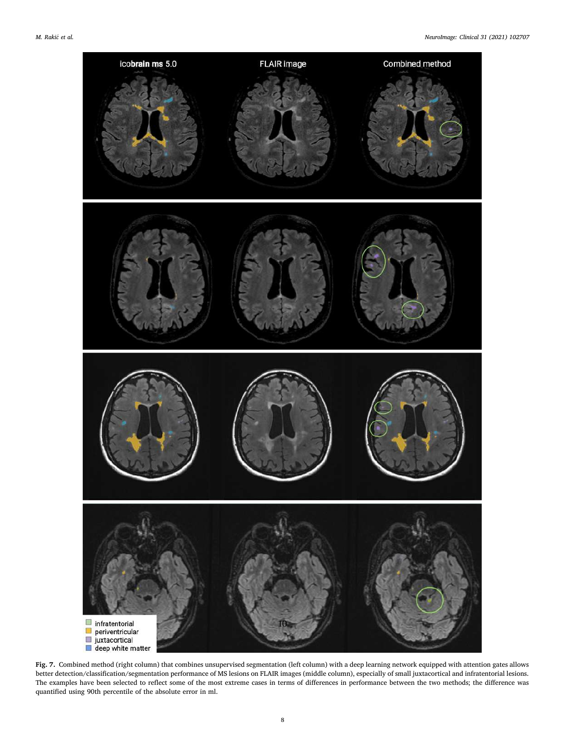**Fig. 7.** Combined method (right column) that combines unsupervised segmentation (left column) with a deep learning network equipped with attention gates allows better detection/classification/segmentation performance of MS lesions on FLAIR images (middle column), especially of small juxtacortical and infratentorial lesions. The examples have been selected to reflect some of the most extreme cases in terms of differences in performance between the two methods; the difference was quantified using 90th percentile of the absolute error in ml.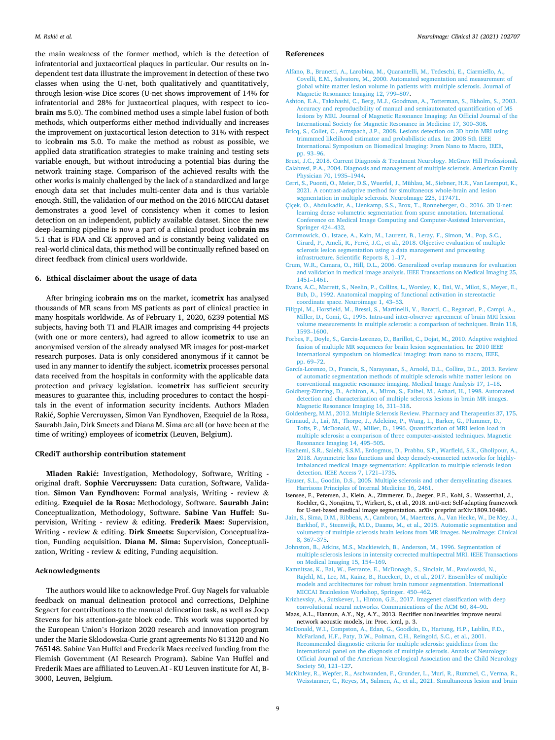the main weakness of the former method, which is the detection of infratentorial and juxtacortical plaques in particular. Our results on independent test data illustrate the improvement in detection of these two classes when using the U-net, both qualitatively and quantitatively, through lesion-wise Dice scores (U-net shows improvement of 14% for infratentorial and 28% for juxtacortical plaques, with respect to ico**brain ms** 5.0). The combined method uses a simple label fusion of both methods, which outperforms either method individually and increases the improvement on juxtacortical lesion detection to 31% with respect to ico**brain ms** 5.0. To make the method as robust as possible, we applied data stratification strategies to make training and testing sets variable enough, but without introducing a potential bias during the network training stage. Comparison of the achieved results with the other works is mainly challenged by the lack of a standardized and large enough data set that includes multi-center data and is thus variable enough. Still, the validation of our method on the 2016 MICCAI dataset demonstrates a good level of consistency when it comes to lesion detection on an independent, publicly available dataset. Since the new deep-learning pipeline is now a part of a clinical product ico**brain ms** 5.1 that is FDA and CE approved and is constantly being validated on real-world clinical data, this method will be continually refined based on direct feedback from clinical users worldwide.

## 6. Ethical disclaimer about the usage of data

After bringing ico**brain ms** on the market, ico**metrix** has analysed thousands of MR scans from MS patients as part of clinical practice in many hospitals worldwide. As of February 1, 2020, 6239 potential MS subjects, having both T1 and FLAIR images and comprising 44 projects (with one or more centers), had agreed to allow ico**metrix** to use an anonymised version of the already analysed MR images for post-market research purposes. Data is only considered anonymous if it cannot be used in any manner to identify the subject. ico**metrix** processes personal data received from the hospitals in conformity with the applicable data protection and privacy legislation. ico**metrix** has sufficient security measures to guarantee this, including procedures to contact the hospitals in the event of information security incidents. Authors Mladen Rakić, Sophie Vercruyssen, Simon Van Eyndhoven, Ezequiel de la Rosa, Saurabh Jain, Dirk Smeets and Diana M. Sima are all (or have been at the time of writing) employees of ico**metrix** (Leuven, Belgium).

## CRediT authorship contribution statement

**Mladen Rakić:** Investigation, Methodology, Software, Writing - original draft. **Sophie Vercruyssen:** Data curation, Software, Validation. **Simon Van Eyndhoven:** Formal analysis, Writing - review & editing. **Ezequiel de la Rosa:** Methodology, Software. **Saurabh Jain:** Conceptualization, Methodology, Software. **Sabine Van Huffel:** Supervision, Writing - review & editing. **Frederik Maes:** Supervision, Writing - review & editing. **Dirk Smeets:** Supervision, Conceptualization, Funding acquisition. **Diana M. Sima:** Supervision, Conceptualization, Writing - review & editing, Funding acquisition.

## Acknowledgments

The authors would like to acknowledge Prof. Guy Nagels for valuable feedback on manual delineation protocol and corrections, Delphine Segaert for contributions to the manual delineation task, as well as Joep Stevens for his attention-gate block code. This work was supported by the European Union's Horizon 2020 research and innovation program under the Marie Sklodowska-Curie grant agreements No 813120 and No 765148. Sabine Van Huffel and Frederik Maes received funding from the Flemish Government (AI Research Program). Sabine Van Huffel and Frederik Maes are affiliated to Leuven.AI - KU Leuven institute for AI, B-3000, Leuven, Belgium.

## References

Alfano, B., Brunetti, A., Larobina, M., Quarantelli, M., Tedeschi, E., Ciarmiello, A., Covelli, E.M., Salvatore, M., 2000. Automated segmentation and measurement of global white matter lesion volume in patients with multiple sclerosis. Journal of Magnetic Resonance Imaging 12, 799–807.

Ashton, E.A., Takahashi, C., Berg, M.J., Goodman, A., Totterman, S., Ekholm, S., 2003. Accuracy and reproducibility of manual and semiautomated quantification of MS lesions by MRI. Journal of Magnetic Resonance Imaging: An Official Journal of the International Society for Magnetic Resonance in Medicine 17, 300–308.

Bricq, S., Collet, C., Armspach, J.P., 2008. Lesions detection on 3D brain MRI using trimmmed likelihood estimator and probabilistic atlas. In: 2008 5th IEEE International Symposium on Biomedical Imaging: From Nano to Macro, IEEE, pp. 93–96.

Brust, J.C., 2018. Current Diagnosis & Treatment Neurology. McGraw Hill Professional.

Calabresi, P.A., 2004. Diagnosis and management of multiple sclerosis. American Family Physician 70, 1935–1944.

Cerri, S., Puonti, O., Meier, D.S., Wuerfel, J., Mühlau, M., Siebner, H.R., Van Leemput, K., 2021. A contrast-adaptive method for simultaneous whole-brain and lesion segmentation in multiple sclerosis. NeuroImage 225, 117471.

Çiçek, Ö., Abdulkadir, A., Lienkamp, S.S., Brox, T., Ronneberger, O., 2016. 3D U-net: learning dense volumetric segmentation from sparse annotation. International Conference on Medical Image Computing and Computer-Assisted Intervention, Springer 424–432.

Commowick, O., Istace, A., Kain, M., Laurent, B., Leray, F., Simon, M., Pop, S.C., Girard, P., Ameli, R., Ferré, J.C., et al., 2018. Objective evaluation of multiple sclerosis lesion segmentation using a data management and processing infrastructure. Scientific Reports 8, 1–17.

Crum, W.R., Camara, O., Hill, D.L., 2006. Generalized overlap measures for evaluation and validation in medical image analysis. IEEE Transactions on Medical Imaging 25, 1451–1461.

Evans, A.C., Marrett, S., Neelin, P., Collins, L., Worsley, K., Dai, W., Milot, S., Meyer, E., Bub, D., 1992. Anatomical mapping of functional activation in stereotactic coordinate space. Neuroimage 1, 43–53.

Filippi, M., Horsfield, M., Bressi, S., Martinelli, V., Baratti, C., Reganati, P., Campi, A., Miller, D., Comi, G., 1995. Intra-and inter-observer agreement of brain MRI lesion volume measurements in multiple sclerosis: a comparison of techniques. Brain 118, 1593–1600.

Forbes, F., Doyle, S., Garcia-Lorenzo, D., Barillot, C., Dojat, M., 2010. Adaptive weighted fusion of multiple MR sequences for brain lesion segmentation. In: 2010 IEEE international symposium on biomedical imaging: from nano to macro, IEEE, pp. 69–72.

García-Lorenzo, D., Francis, S., Narayanan, S., Arnold, D.L., Collins, D.L., 2013. Review of automatic segmentation methods of multiple sclerosis white matter lesions on conventional magnetic resonance imaging. Medical Image Analysis 17, 1–18.

Goldberg-Zimring, D., Achiron, A., Miron, S., Faibel, M., Azhari, H., 1998. Automated detection and characterization of multiple sclerosis lesions in brain MR images. Magnetic Resonance Imaging 16, 311–318.

Goldenberg, M.M., 2012. Multiple Sclerosis Review. Pharmacy and Therapeutics 37, 175.

Grimaud, J., Lai, M., Thorpe, J., Adeleine, P., Wang, L., Barker, G., Plummer, D., Tofts, P., McDonald, W., Miller, D., 1996. Quantification of MRI lesion load in multiple sclerosis: a comparison of three computer-assisted techniques. Magnetic Resonance Imaging 14, 495–505.

Hashemi, S.R., Salehi, S.S.M., Erdogmus, D., Prabhu, S.P., Warfield, S.K., Gholipour, A., 2018. Asymmetric loss functions and deep densely-connected networks for highly-imbalanced medical image segmentation: Application to multiple sclerosis lesion detection. IEEE Access 7, 1721–1735.

Hauser, S.L., Goodin, D.S., 2005. Multiple sclerosis and other demyelinating diseases. Harrisons Principles of Internal Medicine 16, 2461.

Isensee, F., Petersen, J., Klein, A., Zimmerer, D., Jaeger, P.F., Kohl, S., Wasserthal, J., Koehler, G., Norajitra, T., Wirkert, S., et al., 2018. nnU-net: Self-adapting framework for U-net-based medical image segmentation. arXiv preprint arXiv:1809.10486.

Jain, S., Sima, D.M., Ribbens, A., Cambron, M., Maertens, A., Van Hecke, W., De Mey, J., Barkhof, F., Steenwijk, M.D., Daams, M., et al., 2015. Automatic segmentation and volumetry of multiple sclerosis brain lesions from MR images. NeuroImage: Clinical 8, 367–375.

Johnston, B., Atkins, M.S., Mackiewich, B., Anderson, M., 1996. Segmentation of multiple sclerosis lesions in intensity corrected multispectral MRI. IEEE Transactions on Medical Imaging 15, 154–169.

Kamnitsas, K., Bai, W., Ferrante, E., McDonagh, S., Sinclair, M., Pawlowski, N., Rajchl, M., Lee, M., Kainz, B., Rueckert, D., et al., 2017. Ensembles of multiple models and architectures for robust brain tumour segmentation. International MICCAI Brainlesion Workshop, Springer. 450–462.

Krizhevsky, A., Sutskever, I., Hinton, G.E., 2017. Imagenet classification with deep convolutional neural networks. Communications of the ACM 60, 84–90.

Maas, A.L., Hannun, A.Y., Ng, A.Y., 2013. Rectifier nonlinearities improve neural network acoustic models, in: Proc. icml, p. 3.

McDonald, W.I., Compston, A., Edan, G., Goodkin, D., Hartung, H.P., Lublin, F.D., McFarland, H.F., Paty, D.W., Polman, C.H., Reingold, S.C., et al., 2001. Recommended diagnostic criteria for multiple sclerosis: guidelines from the international panel on the diagnosis of multiple sclerosis. Annals of Neurology: Official Journal of the American Neurological Association and the Child Neurology Society 50, 121–127.

McKinley, R., Wepfer, R., Aschwanden, F., Grunder, L., Muri, R., Rummel, C., Verma, R., Weisstanner, C., Reyes, M., Salmen, A., et al., 2021. Simultaneous lesion and brain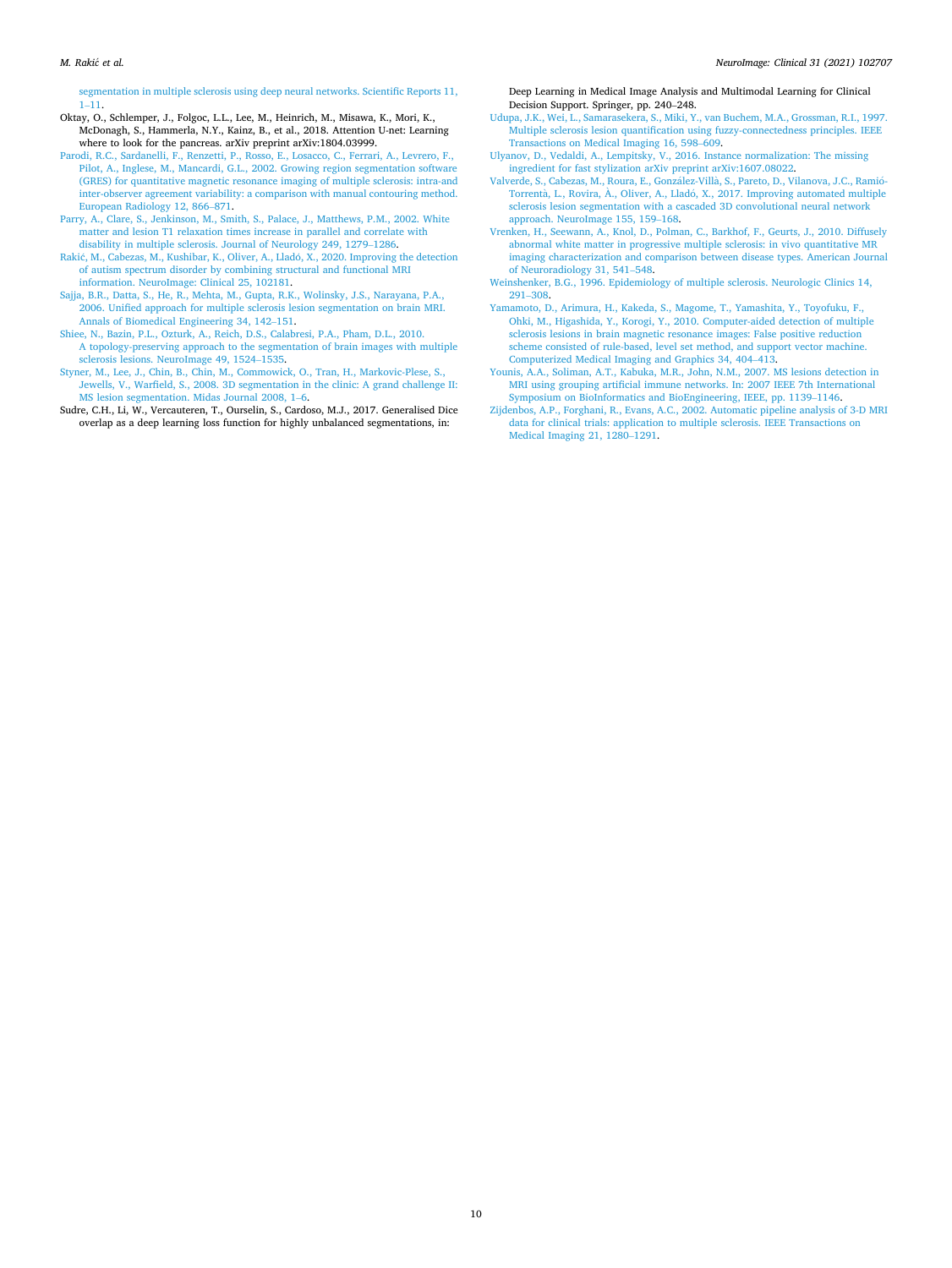segmentation in multiple sclerosis using deep neural networks. Scientific Reports 11, 1–11.

Oktay, O., Schlemper, J., Folgoc, L.L., Lee, M., Heinrich, M., Misawa, K., Mori, K., McDonagh, S., Hammerla, N.Y., Kainz, B., et al., 2018. Attention U-net: Learning where to look for the pancreas. arXiv preprint arXiv:1804.03999.

Parodi, R.C., Sardanelli, F., Renzetti, P., Rosso, E., Losacco, C., Ferrari, A., Levrero, F., Pilot, A., Inglese, M., Mancardi, G.L., 2002. Growing region segmentation software (GRES) for quantitative magnetic resonance imaging of multiple sclerosis: intra-and inter-observer agreement variability: a comparison with manual contouring method. European Radiology 12, 866–871.

Parry, A., Clare, S., Jenkinson, M., Smith, S., Palace, J., Matthews, P.M., 2002. White matter and lesion T1 relaxation times increase in parallel and correlate with disability in multiple sclerosis. Journal of Neurology 249, 1279–1286.

Rakić, M., Cabezas, M., Kushibar, K., Oliver, A., Lladó, X., 2020. Improving the detection of autism spectrum disorder by combining structural and functional MRI information. NeuroImage: Clinical 25, 102181.

Sajja, B.R., Datta, S., He, R., Mehta, M., Gupta, R.K., Wolinsky, J.S., Narayana, P.A., 2006. Unified approach for multiple sclerosis lesion segmentation on brain MRI. Annals of Biomedical Engineering 34, 142–151.

Shiee, N., Bazin, P.L., Ozturk, A., Reich, D.S., Calabresi, P.A., Pham, D.L., 2010. A topology-preserving approach to the segmentation of brain images with multiple sclerosis lesions. NeuroImage 49, 1524–1535.

Styner, M., Lee, J., Chin, B., Chin, M., Commowick, O., Tran, H., Markovic-Plese, S., Jewells, V., Warfield, S., 2008. 3D segmentation in the clinic: A grand challenge II: MS lesion segmentation. Midas Journal 2008, 1–6.

Sudre, C.H., Li, W., Vercauteren, T., Ourselin, S., Cardoso, M.J., 2017. Generalised Dice overlap as a deep learning loss function for highly unbalanced segmentations, in: Deep Learning in Medical Image Analysis and Multimodal Learning for Clinical Decision Support. Springer, pp. 240–248.

Udupa, J.K., Wei, L., Samarasekera, S., Miki, Y., van Buchem, M.A., Grossman, R.I., 1997. Multiple sclerosis lesion quantification using fuzzy-connectedness principles. IEEE Transactions on Medical Imaging 16, 598–609.

Ulyanov, D., Vedaldi, A., Lempitsky, V., 2016. Instance normalization: The missing ingredient for fast stylization arXiv preprint arXiv:1607.08022.

Valverde, S., Cabezas, M., Roura, E., González-Villà, S., Pareto, D., Vilanova, J.C., Ramió-Torrentà, L., Rovira, À., Oliver, A., Lladó, X., 2017. Improving automated multiple sclerosis lesion segmentation with a cascaded 3D convolutional neural network approach. NeuroImage 155, 159–168.

Vrenken, H., Seewann, A., Knol, D., Polman, C., Barkhof, F., Geurts, J., 2010. Diffusely abnormal white matter in progressive multiple sclerosis: in vivo quantitative MR imaging characterization and comparison between disease types. American Journal of Neuroradiology 31, 541–548.

Weinshenker, B.G., 1996. Epidemiology of multiple sclerosis. Neurologic Clinics 14, 291–308.

Yamamoto, D., Arimura, H., Kakeda, S., Magome, T., Yamashita, Y., Toyofuku, F., Ohki, M., Higashida, Y., Korogi, Y., 2010. Computer-aided detection of multiple sclerosis lesions in brain magnetic resonance images: False positive reduction scheme consisted of rule-based, level set method, and support vector machine. Computerized Medical Imaging and Graphics 34, 404–413.

Younis, A.A., Soliman, A.T., Kabuka, M.R., John, N.M., 2007. MS lesions detection in MRI using grouping artificial immune networks. In: 2007 IEEE 7th International Symposium on BioInformatics and BioEngineering, IEEE, pp. 1139–1146.

Zijdenbos, A.P., Forghani, R., Evans, A.C., 2002. Automatic pipeline analysis of 3-D MRI data for clinical trials: application to multiple sclerosis. IEEE Transactions on Medical Imaging 21, 1280–1291.